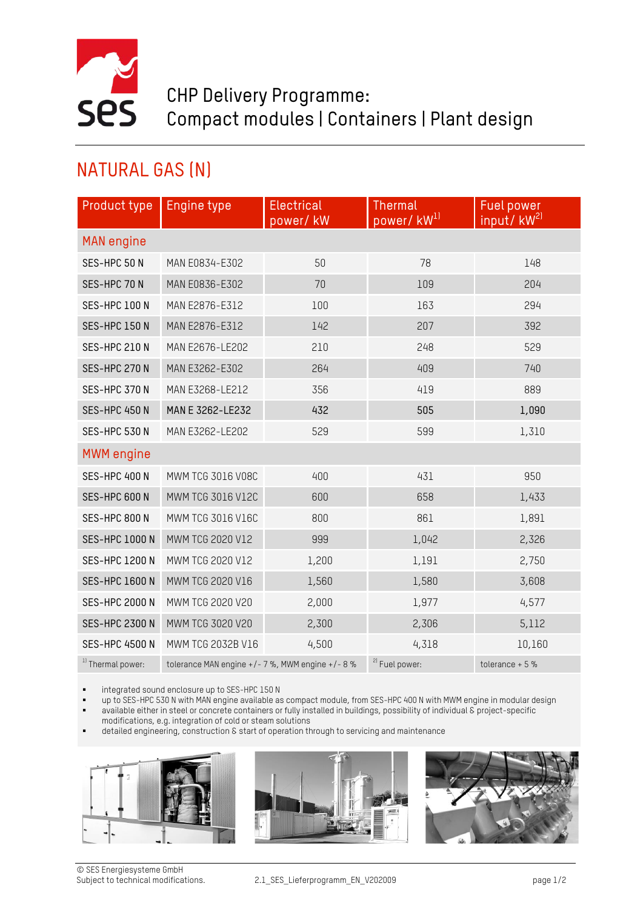# CHP Delivery Programme: Compact modules | Containers | Plant design

## NATURAL GAS (N)

| Product type | Engine type | Electrical power/ kW | Thermal power/ kW[1] | Fuel power input/ kW[2] |
|---|---|---|---|---|
| **MAN engine** | | | | |
| SES-HPC 50 N | MAN E0834-E302 | 50 | 78 | 148 |
| SES-HPC 70 N | MAN E0836-E302 | 70 | 109 | 204 |
| SES-HPC 100 N | MAN E2876-E312 | 100 | 163 | 294 |
| SES-HPC 150 N | MAN E2876-E312 | 142 | 207 | 392 |
| SES-HPC 210 N | MAN E2676-LE202 | 210 | 248 | 529 |
| SES-HPC 270 N | MAN E3262-E302 | 264 | 409 | 740 |
| SES-HPC 370 N | MAN E3268-LE212 | 356 | 419 | 889 |
| SES-HPC 450 N | **MAN E 3262-LE232** | **432** | **505** | **1,090** |
| SES-HPC 530 N | MAN E3262-LE202 | 529 | 599 | 1,310 |
| **MWM engine** | | | | |
| SES-HPC 400 N | MWM TCG 3016 V08C | 400 | 431 | 950 |
| SES-HPC 600 N | MWM TCG 3016 V12C | 600 | 658 | 1,433 |
| SES-HPC 800 N | MWM TCG 3016 V16C | 800 | 861 | 1,891 |
| SES-HPC 1000 N | MWM TCG 2020 V12 | 999 | 1,042 | 2,326 |
| SES-HPC 1200 N | MWM TCG 2020 V12 | 1,200 | 1,191 | 2,750 |
| SES-HPC 1600 N | MWM TCG 2020 V16 | 1,560 | 1,580 | 3,608 |
| SES-HPC 2000 N | MWM TCG 2020 V20 | 2,000 | 1,977 | 4,577 |
| SES-HPC 2300 N | MWM TCG 3020 V20 | 2,300 | 2,306 | 5,112 |
| SES-HPC 4500 N | MWM TCG 2032B V16 | 4,500 | 4,318 | 10,160 |
| [1] Thermal power: | tolerance MAN engine +/- 7 %, MWM engine +/- 8 % | | [2] Fuel power: | tolerance + 5 % |

- integrated sound enclosure up to SES-HPC 150 N
- up to SES-HPC 530 N with MAN engine available as compact module, from SES-HPC 400 N with MWM engine in modular design
- available either in steel or concrete containers or fully installed in buildings, possibility of individual & project-specific modifications, e.g. integration of cold or steam solutions
- detailed engineering, construction & start of operation through to servicing and maintenance

© SES Energiesysteme GmbH
Subject to technical modifications. 2.1_SES_Lieferprogramm_EN_V202009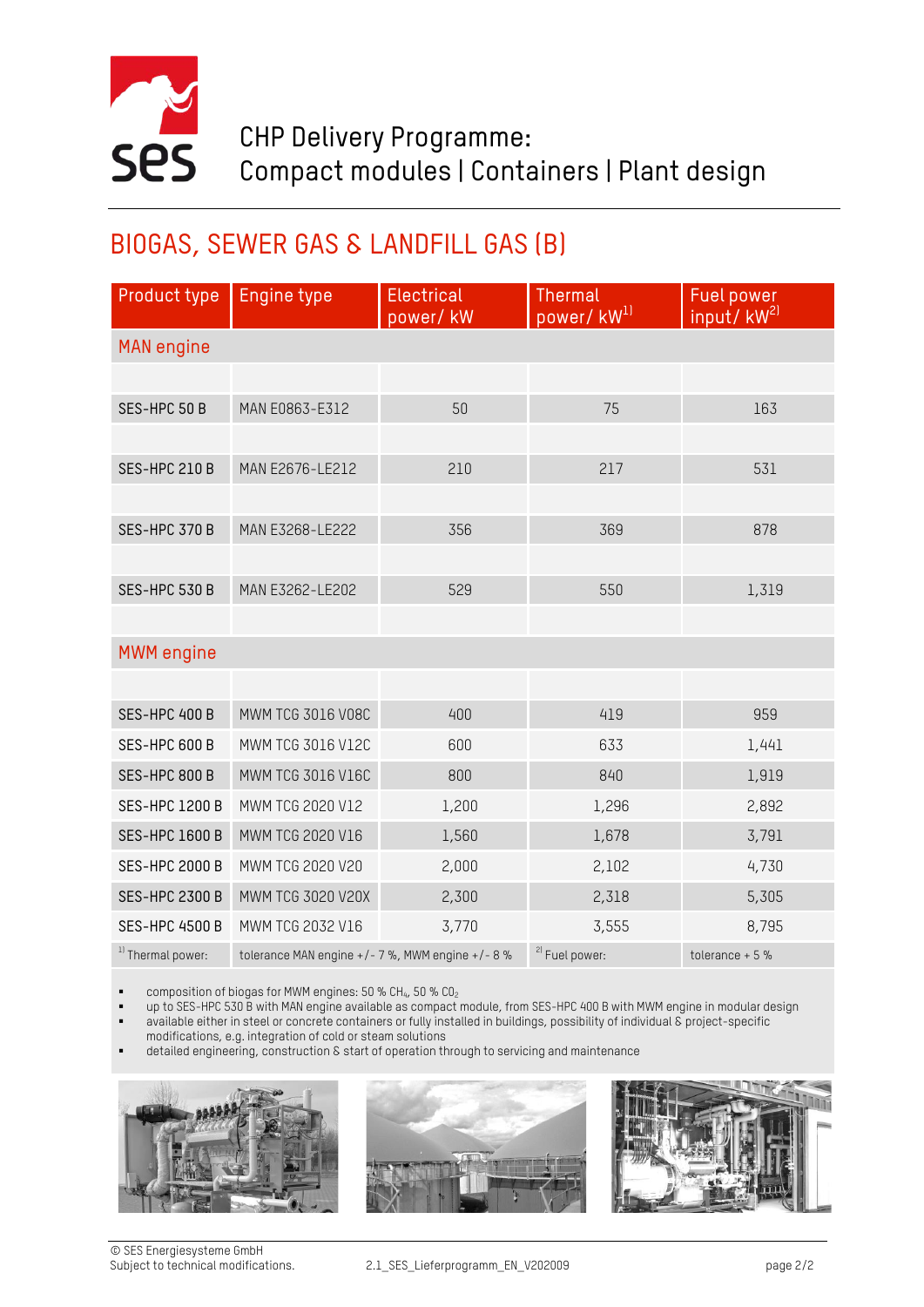# CHP Delivery Programme: Compact modules | Containers | Plant design

## BIOGAS, SEWER GAS & LANDFILL GAS (B)

| Product type | Engine type | Electrical power/ kW | Thermal power/ kW[1] | Fuel power input/ kW[2] |
|---|---|---|---|---|
| MAN engine | | | | |
| SES-HPC 50 B | MAN E0863-E312 | 50 | 75 | 163 |
| SES-HPC 210 B | MAN E2676-LE212 | 210 | 217 | 531 |
| SES-HPC 370 B | MAN E3268-LE222 | 356 | 369 | 878 |
| SES-HPC 530 B | MAN E3262-LE202 | 529 | 550 | 1,319 |
| MWM engine | | | | |
| SES-HPC 400 B | MWM TCG 3016 V08C | 400 | 419 | 959 |
| SES-HPC 600 B | MWM TCG 3016 V12C | 600 | 633 | 1,441 |
| SES-HPC 800 B | MWM TCG 3016 V16C | 800 | 840 | 1,919 |
| SES-HPC 1200 B | MWM TCG 2020 V12 | 1,200 | 1,296 | 2,892 |
| SES-HPC 1600 B | MWM TCG 2020 V16 | 1,560 | 1,678 | 3,791 |
| SES-HPC 2000 B | MWM TCG 2020 V20 | 2,000 | 2,102 | 4,730 |
| SES-HPC 2300 B | MWM TCG 3020 V20X | 2,300 | 2,318 | 5,305 |
| SES-HPC 4500 B | MWM TCG 2032 V16 | 3,770 | 3,555 | 8,795 |
| [1] Thermal power: | tolerance MAN engine +/- 7 %, MWM engine +/- 8 % | | [2] Fuel power: | tolerance + 5 % |

- composition of biogas for MWM engines: 50 % $CH_4$, 50 % $CO_2$
- up to SES-HPC 530 B with MAN engine available as compact module, from SES-HPC 400 B with MWM engine in modular design
- available either in steel or concrete containers or fully installed in buildings, possibility of individual & project-specific modifications, e.g. integration of cold or steam solutions
- detailed engineering, construction & start of operation through to servicing and maintenance

© SES Energiesysteme GmbH
Subject to technical modifications.

2.1_SES_Lieferprogramm_EN_V202009